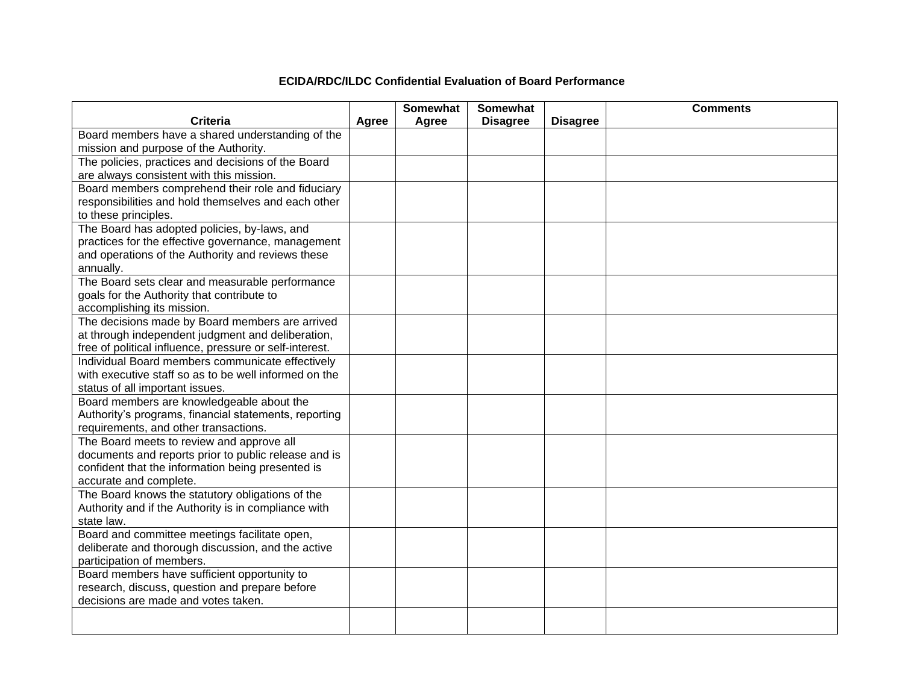**ECIDA/RDC/ILDC Confidential Evaluation of Board Performance**

| Criteria | Agree | Somewhat Agree | Somewhat Disagree | Disagree | Comments |
|---|---|---|---|---|---|
| Board members have a shared understanding of the mission and purpose of the Authority. | | | | | |
| The policies, practices and decisions of the Board are always consistent with this mission. | | | | | |
| Board members comprehend their role and fiduciary responsibilities and hold themselves and each other to these principles. | | | | | |
| The Board has adopted policies, by-laws, and practices for the effective governance, management and operations of the Authority and reviews these annually. | | | | | |
| The Board sets clear and measurable performance goals for the Authority that contribute to accomplishing its mission. | | | | | |
| The decisions made by Board members are arrived at through independent judgment and deliberation, free of political influence, pressure or self-interest. | | | | | |
| Individual Board members communicate effectively with executive staff so as to be well informed on the status of all important issues. | | | | | |
| Board members are knowledgeable about the Authority's programs, financial statements, reporting requirements, and other transactions. | | | | | |
| The Board meets to review and approve all documents and reports prior to public release and is confident that the information being presented is accurate and complete. | | | | | |
| The Board knows the statutory obligations of the Authority and if the Authority is in compliance with state law. | | | | | |
| Board and committee meetings facilitate open, deliberate and thorough discussion, and the active participation of members. | | | | | |
| Board members have sufficient opportunity to research, discuss, question and prepare before decisions are made and votes taken. | | | | | |
| | | | | | |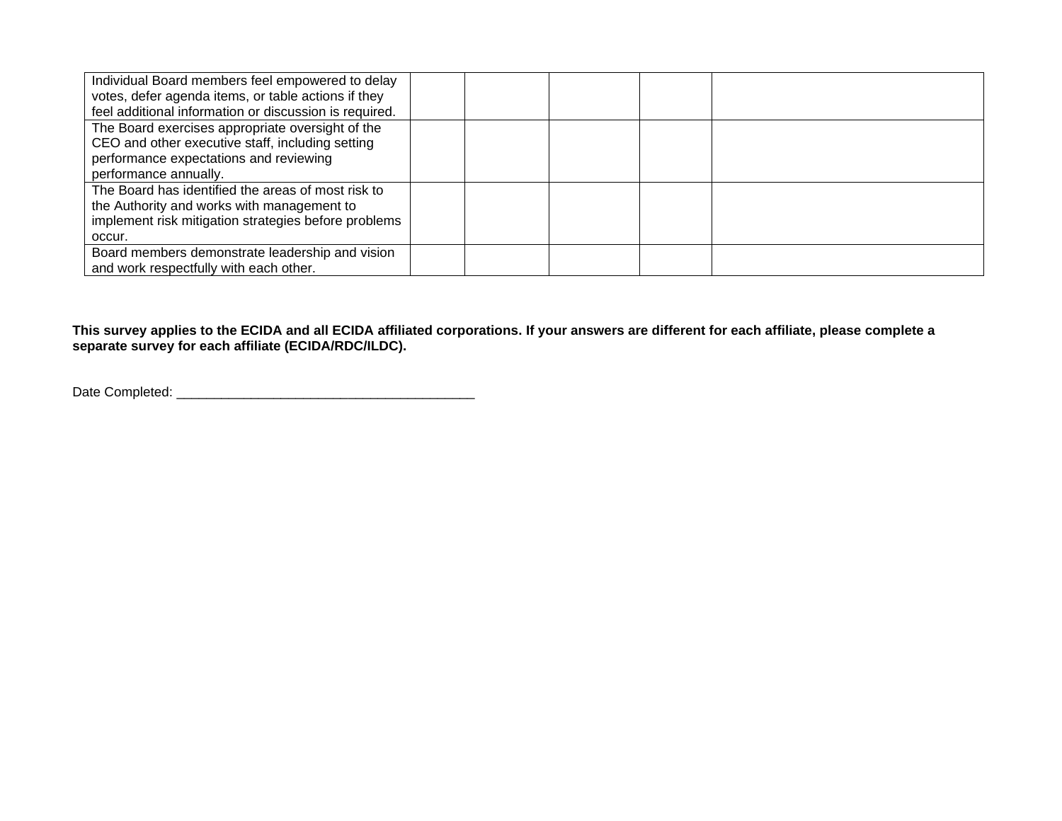| | | | | | |
|---|---|---|---|---|---|
| Individual Board members feel empowered to delay votes, defer agenda items, or table actions if they feel additional information or discussion is required. | | | | | |
| The Board exercises appropriate oversight of the CEO and other executive staff, including setting performance expectations and reviewing performance annually. | | | | | |
| The Board has identified the areas of most risk to the Authority and works with management to implement risk mitigation strategies before problems occur. | | | | | |
| Board members demonstrate leadership and vision and work respectfully with each other. | | | | | |

**This survey applies to the ECIDA and all ECIDA affiliated corporations. If your answers are different for each affiliate, please complete a separate survey for each affiliate (ECIDA/RDC/ILDC).**

Date Completed: ________________________________________